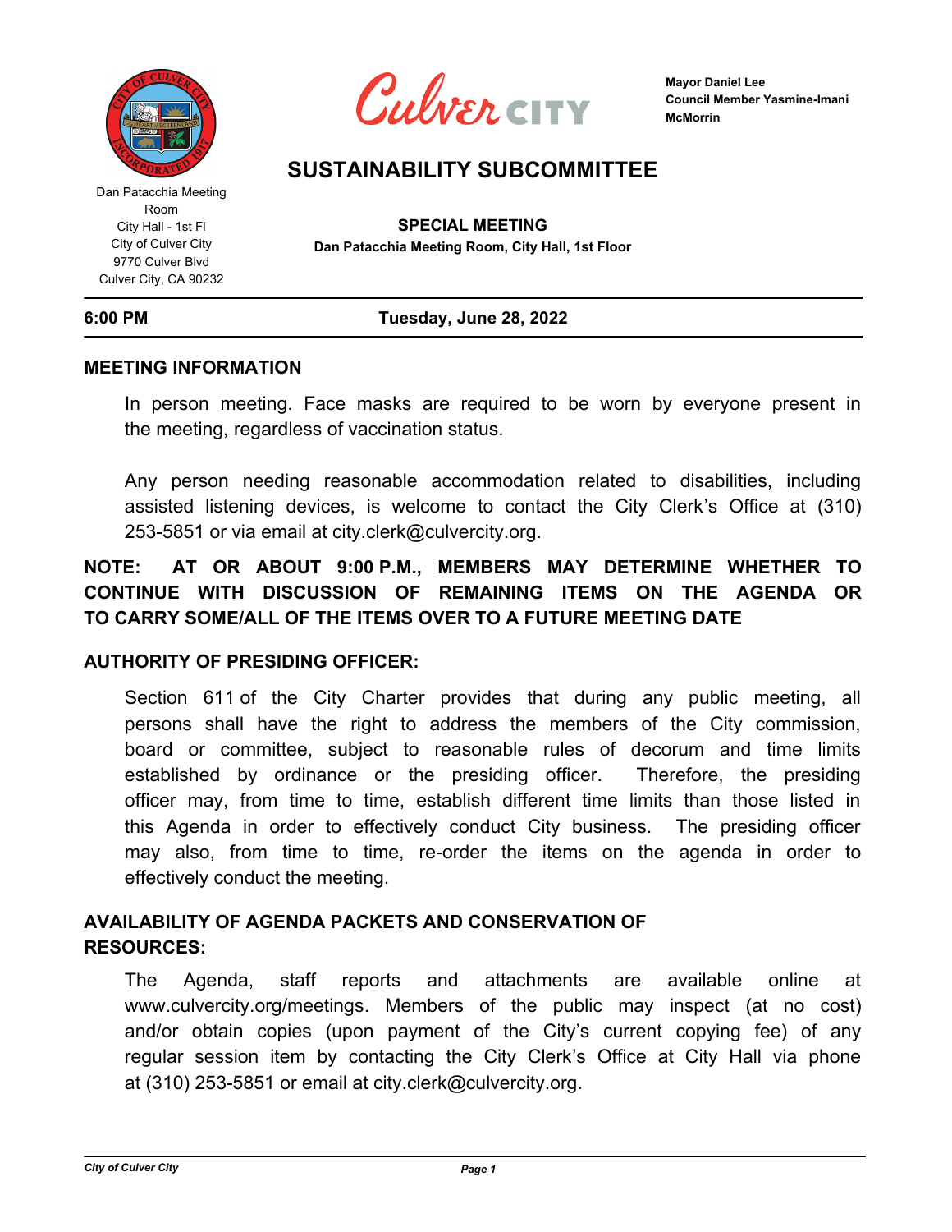Dan Patacchia Meeting Room
City Hall - 1st Fl
City of Culver City
9770 Culver Blvd
Culver City, CA 90232

Culver CITY

Mayor Daniel Lee
Council Member Yasmine-Imani McMorrin

# SUSTAINABILITY SUBCOMMITTEE

**SPECIAL MEETING**
**Dan Patacchia Meeting Room, City Hall, 1st Floor**

**6:00 PM** **Tuesday, June 28, 2022**

## MEETING INFORMATION

In person meeting. Face masks are required to be worn by everyone present in the meeting, regardless of vaccination status.

Any person needing reasonable accommodation related to disabilities, including assisted listening devices, is welcome to contact the City Clerk's Office at (310) 253-5851 or via email at city.clerk@culvercity.org.

**NOTE: AT OR ABOUT 9:00 P.M., MEMBERS MAY DETERMINE WHETHER TO CONTINUE WITH DISCUSSION OF REMAINING ITEMS ON THE AGENDA OR TO CARRY SOME/ALL OF THE ITEMS OVER TO A FUTURE MEETING DATE**

## AUTHORITY OF PRESIDING OFFICER:

Section 611 of the City Charter provides that during any public meeting, all persons shall have the right to address the members of the City commission, board or committee, subject to reasonable rules of decorum and time limits established by ordinance or the presiding officer. Therefore, the presiding officer may, from time to time, establish different time limits than those listed in this Agenda in order to effectively conduct City business. The presiding officer may also, from time to time, re-order the items on the agenda in order to effectively conduct the meeting.

## AVAILABILITY OF AGENDA PACKETS AND CONSERVATION OF RESOURCES:

The Agenda, staff reports and attachments are available online at www.culvercity.org/meetings. Members of the public may inspect (at no cost) and/or obtain copies (upon payment of the City's current copying fee) of any regular session item by contacting the City Clerk's Office at City Hall via phone at (310) 253-5851 or email at city.clerk@culvercity.org.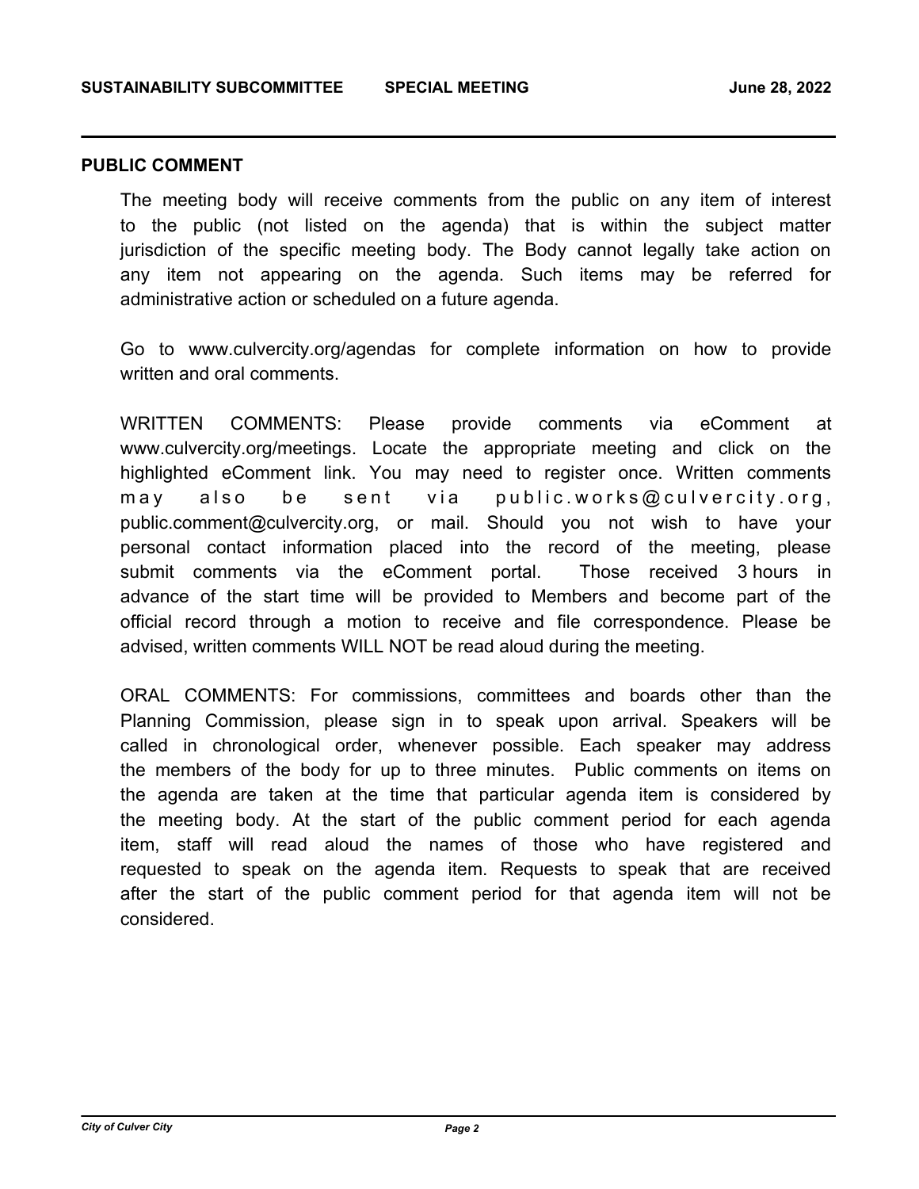## PUBLIC COMMENT

The meeting body will receive comments from the public on any item of interest to the public (not listed on the agenda) that is within the subject matter jurisdiction of the specific meeting body. The Body cannot legally take action on any item not appearing on the agenda. Such items may be referred for administrative action or scheduled on a future agenda.

Go to www.culvercity.org/agendas for complete information on how to provide written and oral comments.

WRITTEN COMMENTS: Please provide comments via eComment at www.culvercity.org/meetings. Locate the appropriate meeting and click on the highlighted eComment link. You may need to register once. Written comments may also be sent via public.works@culvercity.org, public.comment@culvercity.org, or mail. Should you not wish to have your personal contact information placed into the record of the meeting, please submit comments via the eComment portal. Those received 3 hours in advance of the start time will be provided to Members and become part of the official record through a motion to receive and file correspondence. Please be advised, written comments WILL NOT be read aloud during the meeting.

ORAL COMMENTS: For commissions, committees and boards other than the Planning Commission, please sign in to speak upon arrival. Speakers will be called in chronological order, whenever possible. Each speaker may address the members of the body for up to three minutes. Public comments on items on the agenda are taken at the time that particular agenda item is considered by the meeting body. At the start of the public comment period for each agenda item, staff will read aloud the names of those who have registered and requested to speak on the agenda item. Requests to speak that are received after the start of the public comment period for that agenda item will not be considered.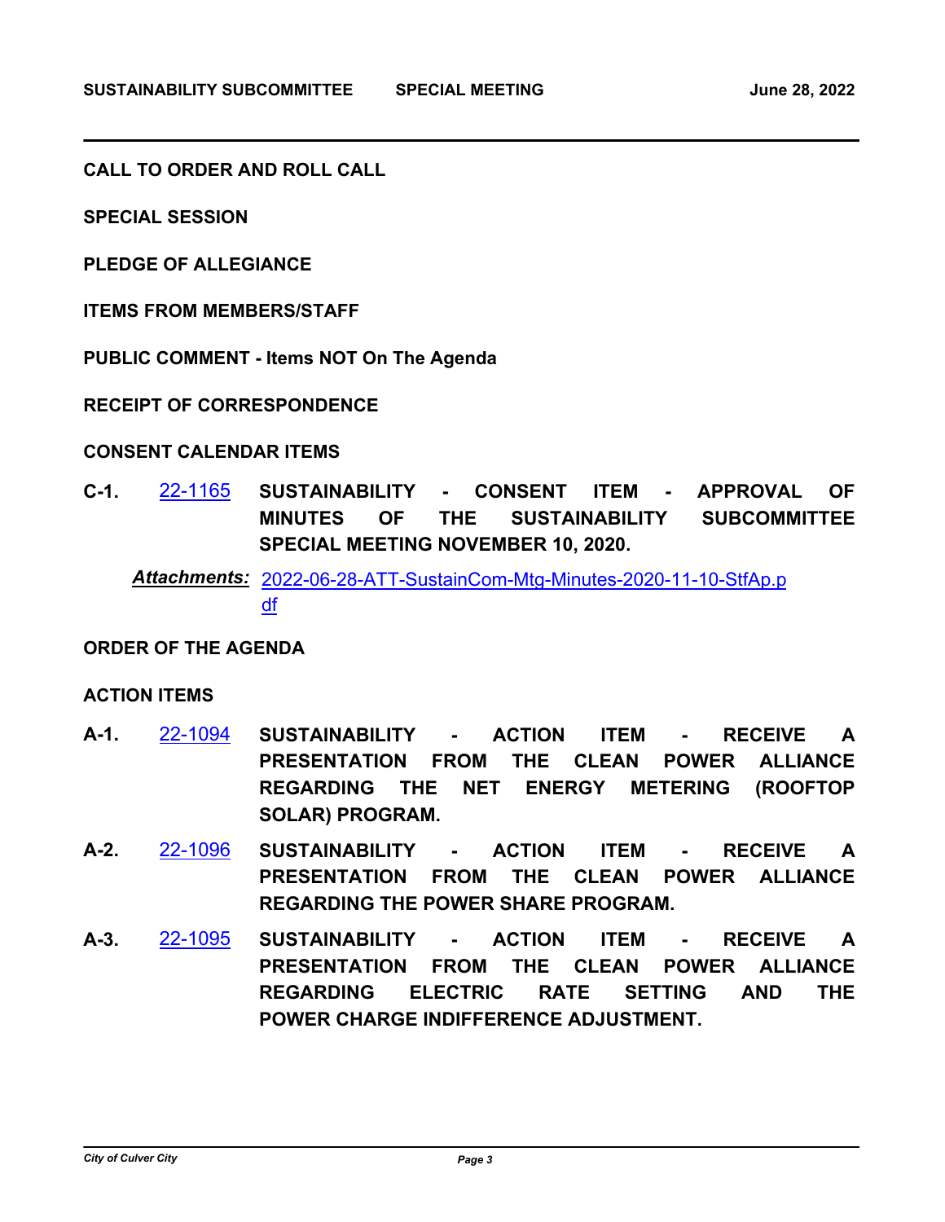## CALL TO ORDER AND ROLL CALL

## SPECIAL SESSION

## PLEDGE OF ALLEGIANCE

## ITEMS FROM MEMBERS/STAFF

## PUBLIC COMMENT - Items NOT On The Agenda

## RECEIPT OF CORRESPONDENCE

## CONSENT CALENDAR ITEMS

**C-1.** 22-1165 **SUSTAINABILITY - CONSENT ITEM - APPROVAL OF MINUTES OF THE SUSTAINABILITY SUBCOMMITTEE SPECIAL MEETING NOVEMBER 10, 2020.**

***Attachments:*** 2022-06-28-ATT-SustainCom-Mtg-Minutes-2020-11-10-StfAp.pdf

## ORDER OF THE AGENDA

## ACTION ITEMS

**A-1.** 22-1094 **SUSTAINABILITY - ACTION ITEM - RECEIVE A PRESENTATION FROM THE CLEAN POWER ALLIANCE REGARDING THE NET ENERGY METERING (ROOFTOP SOLAR) PROGRAM.**

**A-2.** 22-1096 **SUSTAINABILITY - ACTION ITEM - RECEIVE A PRESENTATION FROM THE CLEAN POWER ALLIANCE REGARDING THE POWER SHARE PROGRAM.**

**A-3.** 22-1095 **SUSTAINABILITY - ACTION ITEM - RECEIVE A PRESENTATION FROM THE CLEAN POWER ALLIANCE REGARDING ELECTRIC RATE SETTING AND THE POWER CHARGE INDIFFERENCE ADJUSTMENT.**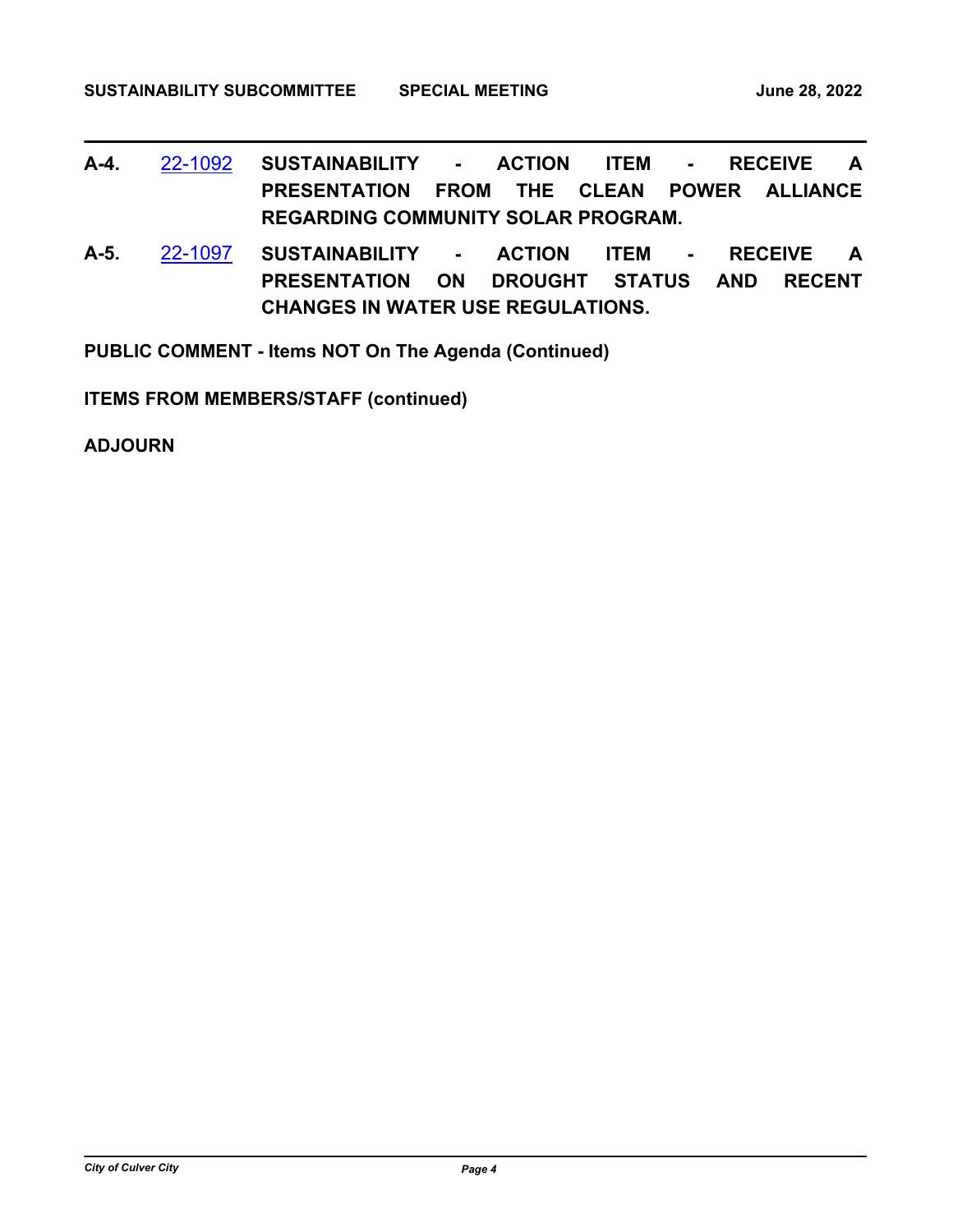**A-4.** 22-1092 **SUSTAINABILITY - ACTION ITEM - RECEIVE A PRESENTATION FROM THE CLEAN POWER ALLIANCE REGARDING COMMUNITY SOLAR PROGRAM.**

**A-5.** 22-1097 **SUSTAINABILITY - ACTION ITEM - RECEIVE A PRESENTATION ON DROUGHT STATUS AND RECENT CHANGES IN WATER USE REGULATIONS.**

**PUBLIC COMMENT - Items NOT On The Agenda (Continued)**

**ITEMS FROM MEMBERS/STAFF (continued)**

**ADJOURN**